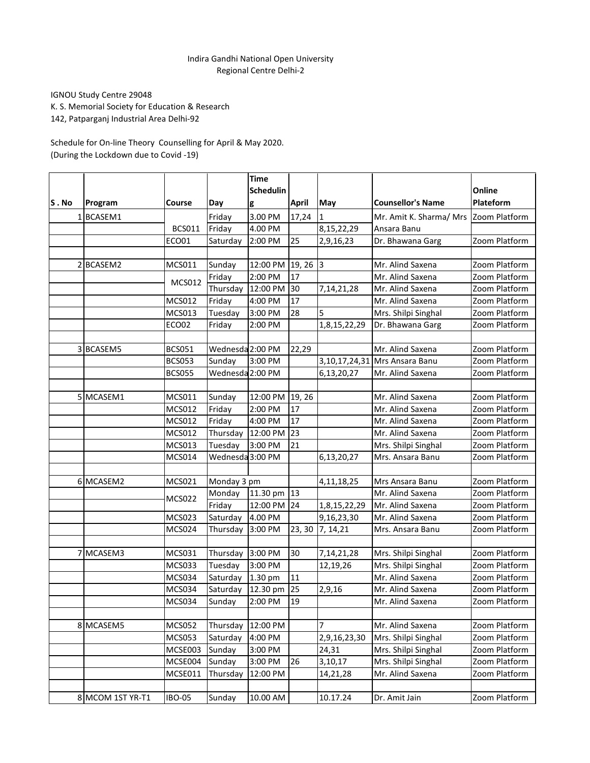Indira Gandhi National Open University
Regional Centre Delhi-2

IGNOU Study Centre 29048
K. S. Memorial Society for Education & Research
142, Patparganj Industrial Area Delhi-92

Schedule for On-line Theory Counselling for April & May 2020.
(During the Lockdown due to Covid -19)

| S . No | Program | Course | Day | Time Scheduling | April | May | Counsellor's Name | Online Plateform |
|---|---|---|---|---|---|---|---|---|
| 1 | BCASEM1 | | Friday | 3.00 PM | 17,24 | 1 | Mr. Amit K. Sharma/ Mrs | Zoom Platform |
| | | BCS011 | Friday | 4.00 PM | | 8,15,22,29 | Ansara Banu | |
| | | ECO01 | Saturday | 2:00 PM | 25 | 2,9,16,23 | Dr. Bhawana Garg | Zoom Platform |
| | | | | | | | | |
| 2 | BCASEM2 | MCS011 | Sunday | 12:00 PM | 19, 26 | 3 | Mr. Alind Saxena | Zoom Platform |
| | | MCS012 | Friday | 2:00 PM | 17 | | Mr. Alind Saxena | Zoom Platform |
| | | | Thursday | 12:00 PM | 30 | 7,14,21,28 | Mr. Alind Saxena | Zoom Platform |
| | | MCS012 | Friday | 4:00 PM | 17 | | Mr. Alind Saxena | Zoom Platform |
| | | MCS013 | Tuesday | 3:00 PM | 28 | 5 | Mrs. Shilpi Singhal | Zoom Platform |
| | | ECO02 | Friday | 2:00 PM | | 1,8,15,22,29 | Dr. Bhawana Garg | Zoom Platform |
| | | | | | | | | |
| 3 | BCASEM5 | BCS051 | Wednesda | 2:00 PM | 22,29 | | Mr. Alind Saxena | Zoom Platform |
| | | BCS053 | Sunday | 3:00 PM | | 3,10,17,24,31 | Mrs Ansara Banu | Zoom Platform |
| | | BCS055 | Wednesda | 2:00 PM | | 6,13,20,27 | Mr. Alind Saxena | Zoom Platform |
| | | | | | | | | |
| 5 | MCASEM1 | MCS011 | Sunday | 12:00 PM | 19, 26 | | Mr. Alind Saxena | Zoom Platform |
| | | MCS012 | Friday | 2:00 PM | 17 | | Mr. Alind Saxena | Zoom Platform |
| | | MCS012 | Friday | 4:00 PM | 17 | | Mr. Alind Saxena | Zoom Platform |
| | | MCS012 | Thursday | 12:00 PM | 23 | | Mr. Alind Saxena | Zoom Platform |
| | | MCS013 | Tuesday | 3:00 PM | 21 | | Mrs. Shilpi Singhal | Zoom Platform |
| | | MCS014 | Wednesda | 3:00 PM | | 6,13,20,27 | Mrs. Ansara Banu | Zoom Platform |
| | | | | | | | | |
| 6 | MCASEM2 | MCS021 | Monday 3 pm | | | 4,11,18,25 | Mrs Ansara Banu | Zoom Platform |
| | | MCS022 | Monday | 11.30 pm | 13 | | Mr. Alind Saxena | Zoom Platform |
| | | | Friday | 12:00 PM | 24 | 1,8,15,22,29 | Mr. Alind Saxena | Zoom Platform |
| | | MCS023 | Saturday | 4.00 PM | | 9,16,23,30 | Mr. Alind Saxena | Zoom Platform |
| | | MCS024 | Thursday | 3:00 PM | 23, 30 | 7, 14,21 | Mrs. Ansara Banu | Zoom Platform |
| | | | | | | | | |
| 7 | MCASEM3 | MCS031 | Thursday | 3:00 PM | 30 | 7,14,21,28 | Mrs. Shilpi Singhal | Zoom Platform |
| | | MCS033 | Tuesday | 3:00 PM | | 12,19,26 | Mrs. Shilpi Singhal | Zoom Platform |
| | | MCS034 | Saturday | 1.30 pm | 11 | | Mr. Alind Saxena | Zoom Platform |
| | | MCS034 | Saturday | 12.30 pm | 25 | 2,9,16 | Mr. Alind Saxena | Zoom Platform |
| | | MCS034 | Sunday | 2:00 PM | 19 | | Mr. Alind Saxena | Zoom Platform |
| | | | | | | | | |
| 8 | MCASEM5 | MCS052 | Thursday | 12:00 PM | | 7 | Mr. Alind Saxena | Zoom Platform |
| | | MCS053 | Saturday | 4:00 PM | | 2,9,16,23,30 | Mrs. Shilpi Singhal | Zoom Platform |
| | | MCSE003 | Sunday | 3:00 PM | | 24,31 | Mrs. Shilpi Singhal | Zoom Platform |
| | | MCSE004 | Sunday | 3:00 PM | 26 | 3,10,17 | Mrs. Shilpi Singhal | Zoom Platform |
| | | MCSE011 | Thursday | 12:00 PM | | 14,21,28 | Mr. Alind Saxena | Zoom Platform |
| | | | | | | | | |
| 8 | MCOM 1ST YR-T1 | IBO-05 | Sunday | 10.00 AM | | 10.17.24 | Dr. Amit Jain | Zoom Platform |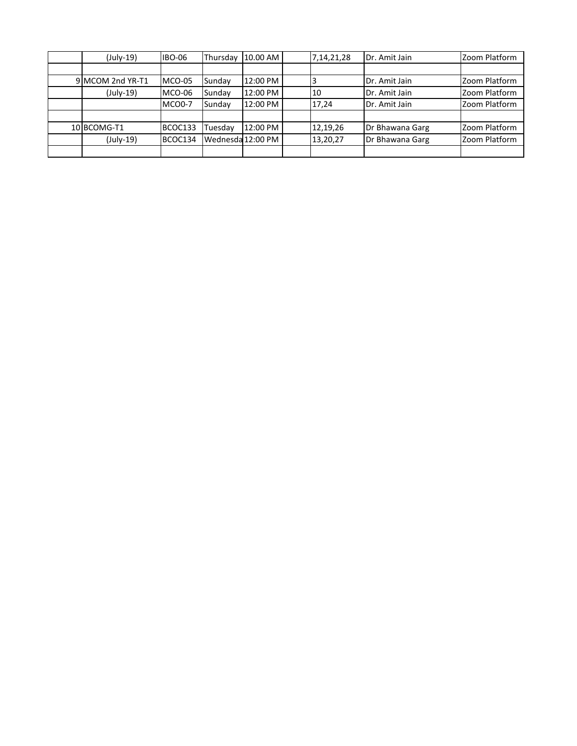| | | | | | | | | |
|---|---|---|---|---|---|---|---|---|
| | (July-19) | IBO-06 | Thursday | 10.00 AM | | 7,14,21,28 | Dr. Amit Jain | Zoom Platform |
| | | | | | | | | |
| 9 | MCOM 2nd YR-T1 | MCO-05 | Sunday | 12:00 PM | | 3 | Dr. Amit Jain | Zoom Platform |
| | (July-19) | MCO-06 | Sunday | 12:00 PM | | 10 | Dr. Amit Jain | Zoom Platform |
| | | MCO0-7 | Sunday | 12:00 PM | | 17,24 | Dr. Amit Jain | Zoom Platform |
| | | | | | | | | |
| 10 | BCOMG-T1 | BCOC133 | Tuesday | 12:00 PM | | 12,19,26 | Dr Bhawana Garg | Zoom Platform |
| | (July-19) | BCOC134 | Wednesda | 12:00 PM | | 13,20,27 | Dr Bhawana Garg | Zoom Platform |
| | | | | | | | | |